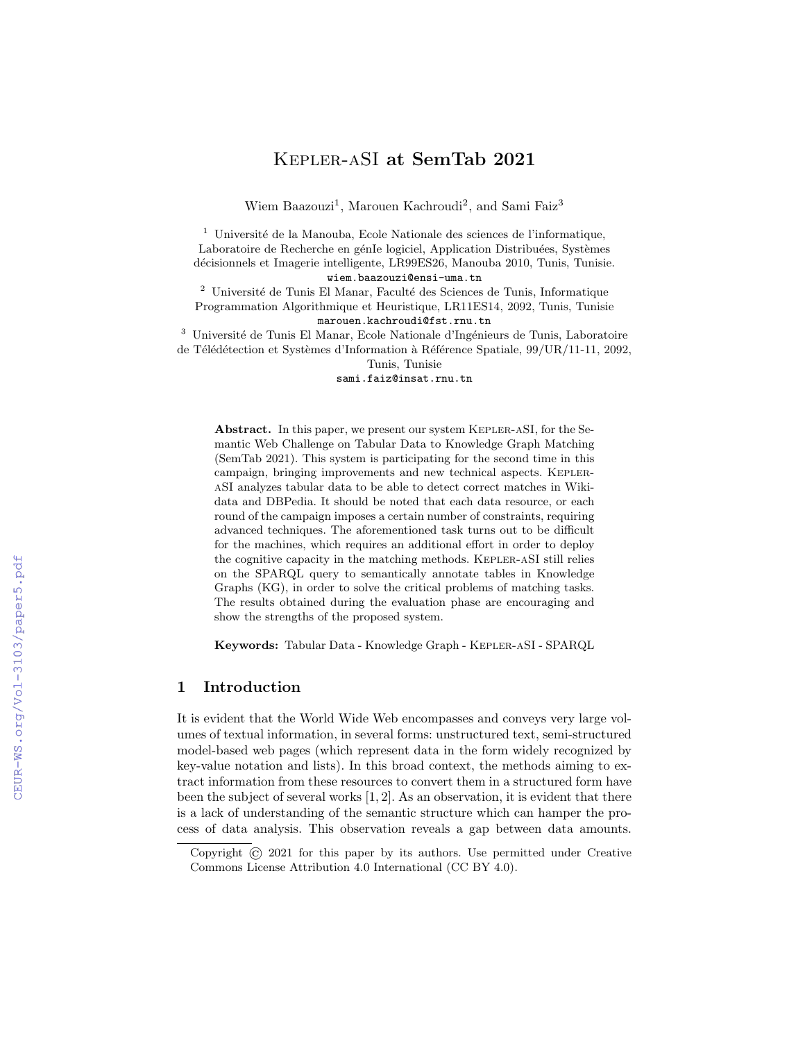# Kepler-aSI at SemTab 2021

Wiem Baazouzi[1], Marouen Kachroudi[2], and Sami Faiz[3]

[1] Université de la Manouba, Ecole Nationale des sciences de l'informatique, Laboratoire de Recherche en génIe logiciel, Application Distribuées, Systèmes décisionnels et Imagerie intelligente, LR99ES26, Manouba 2010, Tunis, Tunisie.
wiem.baazouzi@ensi-uma.tn

[2] Université de Tunis El Manar, Faculté des Sciences de Tunis, Informatique Programmation Algorithmique et Heuristique, LR11ES14, 2092, Tunis, Tunisie
marouen.kachroudi@fst.rnu.tn

[3] Université de Tunis El Manar, Ecole Nationale d'Ingénieurs de Tunis, Laboratoire de Télédétection et Systèmes d'Information à Référence Spatiale, 99/UR/11-11, 2092, Tunis, Tunisie
sami.faiz@insat.rnu.tn

**Abstract.** In this paper, we present our system Kepler-aSI, for the Semantic Web Challenge on Tabular Data to Knowledge Graph Matching (SemTab 2021). This system is participating for the second time in this campaign, bringing improvements and new technical aspects. Kepler-aSI analyzes tabular data to be able to detect correct matches in Wikidata and DBPedia. It should be noted that each data resource, or each round of the campaign imposes a certain number of constraints, requiring advanced techniques. The aforementioned task turns out to be difficult for the machines, which requires an additional effort in order to deploy the cognitive capacity in the matching methods. Kepler-aSI still relies on the SPARQL query to semantically annotate tables in Knowledge Graphs (KG), in order to solve the critical problems of matching tasks. The results obtained during the evaluation phase are encouraging and show the strengths of the proposed system.

**Keywords:** Tabular Data - Knowledge Graph - Kepler-aSI - SPARQL

## 1 Introduction

It is evident that the World Wide Web encompasses and conveys very large volumes of textual information, in several forms: unstructured text, semi-structured model-based web pages (which represent data in the form widely recognized by key-value notation and lists). In this broad context, the methods aiming to extract information from these resources to convert them in a structured form have been the subject of several works [1, 2]. As an observation, it is evident that there is a lack of understanding of the semantic structure which can hamper the process of data analysis. This observation reveals a gap between data amounts.

Copyright © 2021 for this paper by its authors. Use permitted under Creative Commons License Attribution 4.0 International (CC BY 4.0).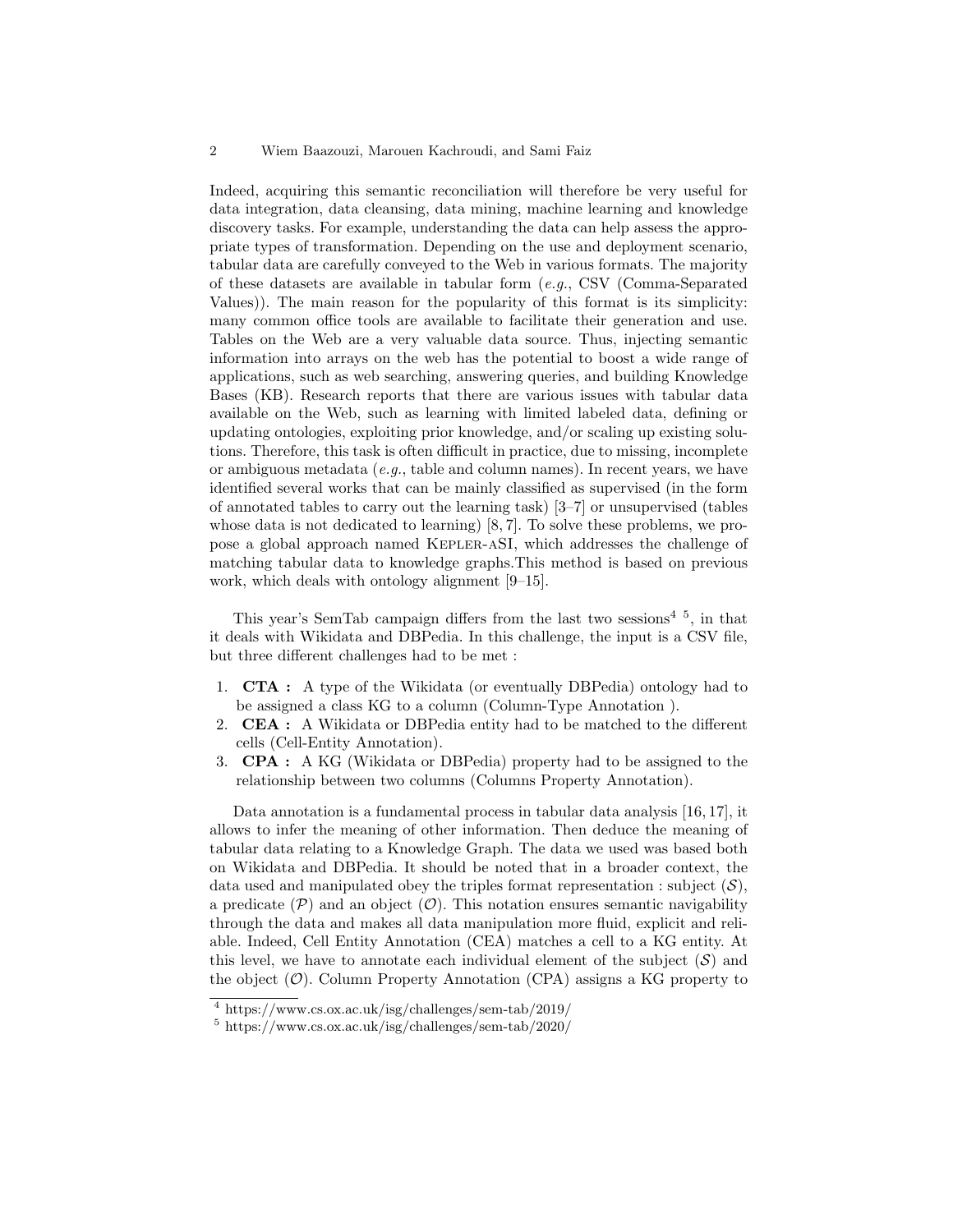Indeed, acquiring this semantic reconciliation will therefore be very useful for data integration, data cleansing, data mining, machine learning and knowledge discovery tasks. For example, understanding the data can help assess the appropriate types of transformation. Depending on the use and deployment scenario, tabular data are carefully conveyed to the Web in various formats. The majority of these datasets are available in tabular form (*e.g.*, CSV (Comma-Separated Values)). The main reason for the popularity of this format is its simplicity: many common office tools are available to facilitate their generation and use. Tables on the Web are a very valuable data source. Thus, injecting semantic information into arrays on the web has the potential to boost a wide range of applications, such as web searching, answering queries, and building Knowledge Bases (KB). Research reports that there are various issues with tabular data available on the Web, such as learning with limited labeled data, defining or updating ontologies, exploiting prior knowledge, and/or scaling up existing solutions. Therefore, this task is often difficult in practice, due to missing, incomplete or ambiguous metadata (*e.g.*, table and column names). In recent years, we have identified several works that can be mainly classified as supervised (in the form of annotated tables to carry out the learning task) [3–7] or unsupervised (tables whose data is not dedicated to learning) [8, 7]. To solve these problems, we propose a global approach named KEPLER-ASI, which addresses the challenge of matching tabular data to knowledge graphs.This method is based on previous work, which deals with ontology alignment [9–15].

This year's SemTab campaign differs from the last two sessions[4] [5], in that it deals with Wikidata and DBPedia. In this challenge, the input is a CSV file, but three different challenges had to be met :

1. **CTA :** A type of the Wikidata (or eventually DBPedia) ontology had to be assigned a class KG to a column (Column-Type Annotation ).
2. **CEA :** A Wikidata or DBPedia entity had to be matched to the different cells (Cell-Entity Annotation).
3. **CPA :** A KG (Wikidata or DBPedia) property had to be assigned to the relationship between two columns (Columns Property Annotation).

Data annotation is a fundamental process in tabular data analysis [16, 17], it allows to infer the meaning of other information. Then deduce the meaning of tabular data relating to a Knowledge Graph. The data we used was based both on Wikidata and DBPedia. It should be noted that in a broader context, the data used and manipulated obey the triples format representation : subject ($\mathcal{S}$), a predicate ($\mathcal{P}$) and an object ($\mathcal{O}$). This notation ensures semantic navigability through the data and makes all data manipulation more fluid, explicit and reliable. Indeed, Cell Entity Annotation (CEA) matches a cell to a KG entity. At this level, we have to annotate each individual element of the subject ($\mathcal{S}$) and the object ($\mathcal{O}$). Column Property Annotation (CPA) assigns a KG property to

[4] https://www.cs.ox.ac.uk/isg/challenges/sem-tab/2019/

[5] https://www.cs.ox.ac.uk/isg/challenges/sem-tab/2020/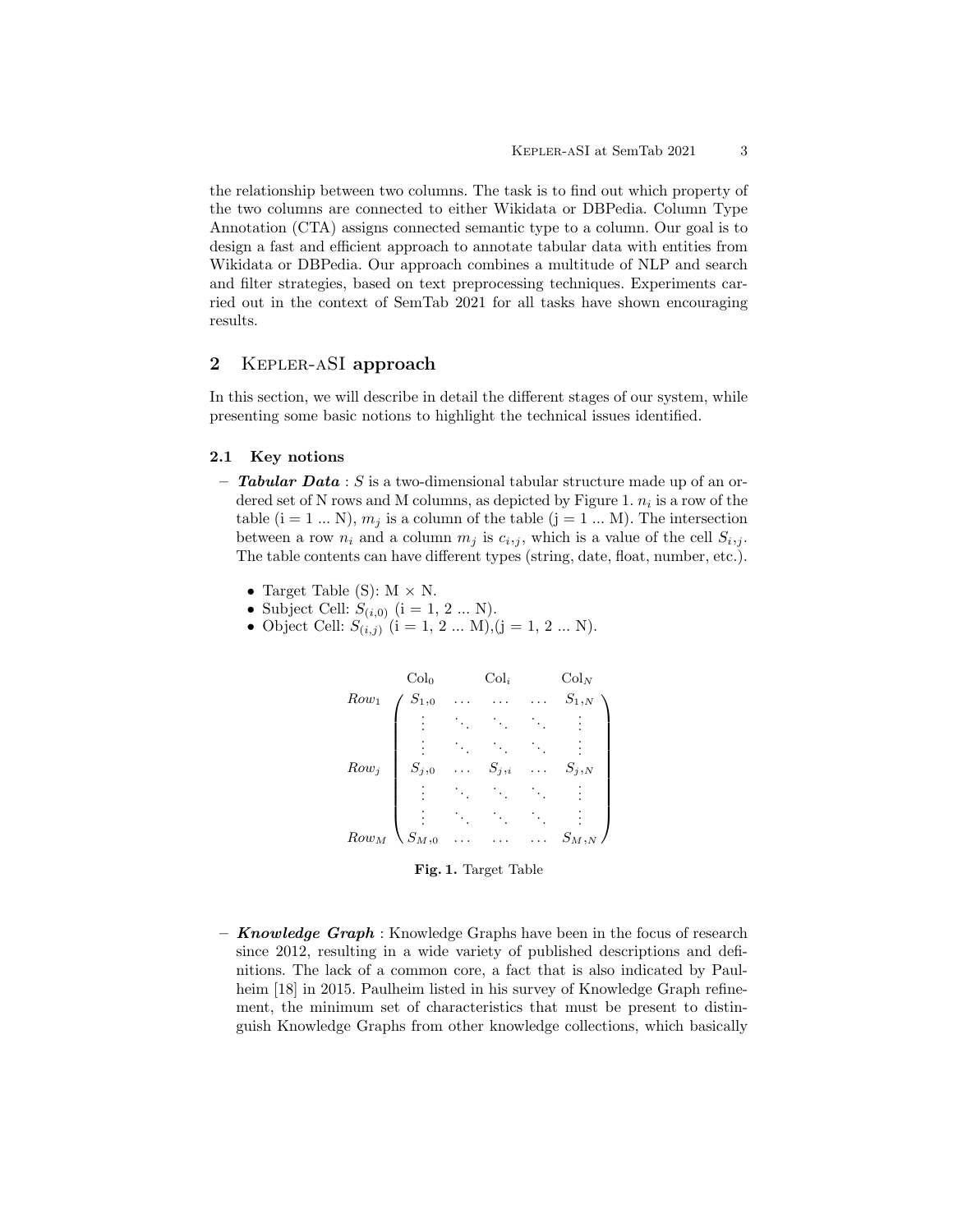the relationship between two columns. The task is to find out which property of the two columns are connected to either Wikidata or DBPedia. Column Type Annotation (CTA) assigns connected semantic type to a column. Our goal is to design a fast and efficient approach to annotate tabular data with entities from Wikidata or DBPedia. Our approach combines a multitude of NLP and search and filter strategies, based on text preprocessing techniques. Experiments carried out in the context of SemTab 2021 for all tasks have shown encouraging results.

## 2 Kepler-aSI approach

In this section, we will describe in detail the different stages of our system, while presenting some basic notions to highlight the technical issues identified.

### 2.1 Key notions

– ***Tabular Data*** : $S$ is a two-dimensional tabular structure made up of an ordered set of N rows and M columns, as depicted by Figure 1. $n_i$ is a row of the table (i = 1 ... N), $m_j$ is a column of the table (j = 1 ... M). The intersection between a row $n_i$ and a column $m_j$ is $c_{i,j}$, which is a value of the cell $S_{i,j}$. The table contents can have different types (string, date, float, number, etc.).

- Target Table (S): M × N.
- Subject Cell: $S_{(i,0)}$ (i = 1, 2 ... N).
- Object Cell: $S_{(i,j)}$ (i = 1, 2 ... M),(j = 1, 2 ... N).

$$
\begin{array}{c c}
 & \begin{array}{ccccc} \text{Col}_0 & & \text{Col}_i & & \text{Col}_N \end{array} \\
\begin{array}{c} Row_1 \\ \\ \\ Row_j \\ \\ \\ Row_M \end{array} &
\begin{pmatrix}
S_{1,0} & \dots & \dots & \dots & S_{1,N} \\
\vdots & \ddots & \ddots & \ddots & \vdots \\
\vdots & \ddots & \ddots & \ddots & \vdots \\
S_{j,0} & \dots & S_{j,i} & \dots & S_{j,N} \\
\vdots & \ddots & \ddots & \ddots & \vdots \\
\vdots & \ddots & \ddots & \ddots & \vdots \\
S_{M,0} & \dots & \dots & \dots & S_{M,N}
\end{pmatrix}
\end{array}
$$

**Fig. 1.** Target Table

– ***Knowledge Graph*** : Knowledge Graphs have been in the focus of research since 2012, resulting in a wide variety of published descriptions and definitions. The lack of a common core, a fact that is also indicated by Paulheim [18] in 2015. Paulheim listed in his survey of Knowledge Graph refinement, the minimum set of characteristics that must be present to distinguish Knowledge Graphs from other knowledge collections, which basically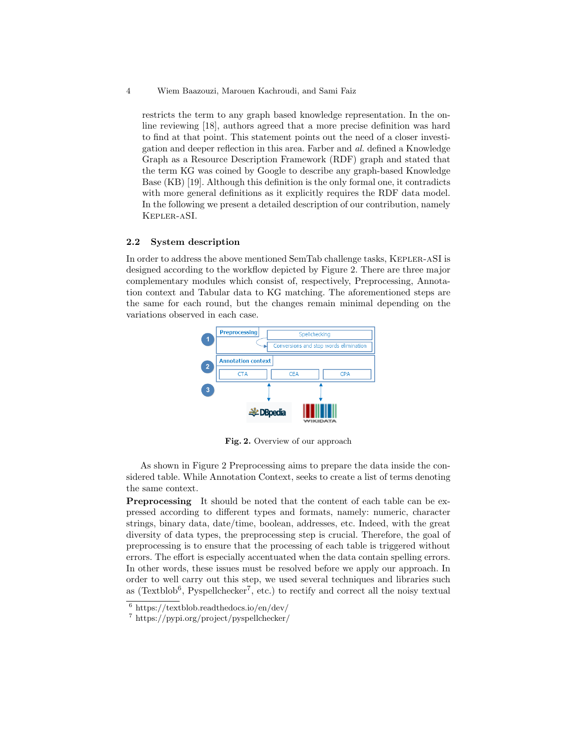restricts the term to any graph based knowledge representation. In the online reviewing [18], authors agreed that a more precise definition was hard to find at that point. This statement points out the need of a closer investigation and deeper reflection in this area. Farber and *al.* defined a Knowledge Graph as a Resource Description Framework (RDF) graph and stated that the term KG was coined by Google to describe any graph-based Knowledge Base (KB) [19]. Although this definition is the only formal one, it contradicts with more general definitions as it explicitly requires the RDF data model. In the following we present a detailed description of our contribution, namely Kepler-aSI.

### 2.2 System description

In order to address the above mentioned SemTab challenge tasks, Kepler-aSI is designed according to the workflow depicted by Figure 2. There are three major complementary modules which consist of, respectively, Preprocessing, Annotation context and Tabular data to KG matching. The aforementioned steps are the same for each round, but the changes remain minimal depending on the variations observed in each case.

**Fig. 2.** Overview of our approach

As shown in Figure 2 Preprocessing aims to prepare the data inside the considered table. While Annotation Context, seeks to create a list of terms denoting the same context.

**Preprocessing** It should be noted that the content of each table can be expressed according to different types and formats, namely: numeric, character strings, binary data, date/time, boolean, addresses, etc. Indeed, with the great diversity of data types, the preprocessing step is crucial. Therefore, the goal of preprocessing is to ensure that the processing of each table is triggered without errors. The effort is especially accentuated when the data contain spelling errors. In other words, these issues must be resolved before we apply our approach. In order to well carry out this step, we used several techniques and libraries such as (Textblob[6], Pyspellchecker[7], etc.) to rectify and correct all the noisy textual

[6] https://textblob.readthedocs.io/en/dev/

[7] https://pypi.org/project/pyspellchecker/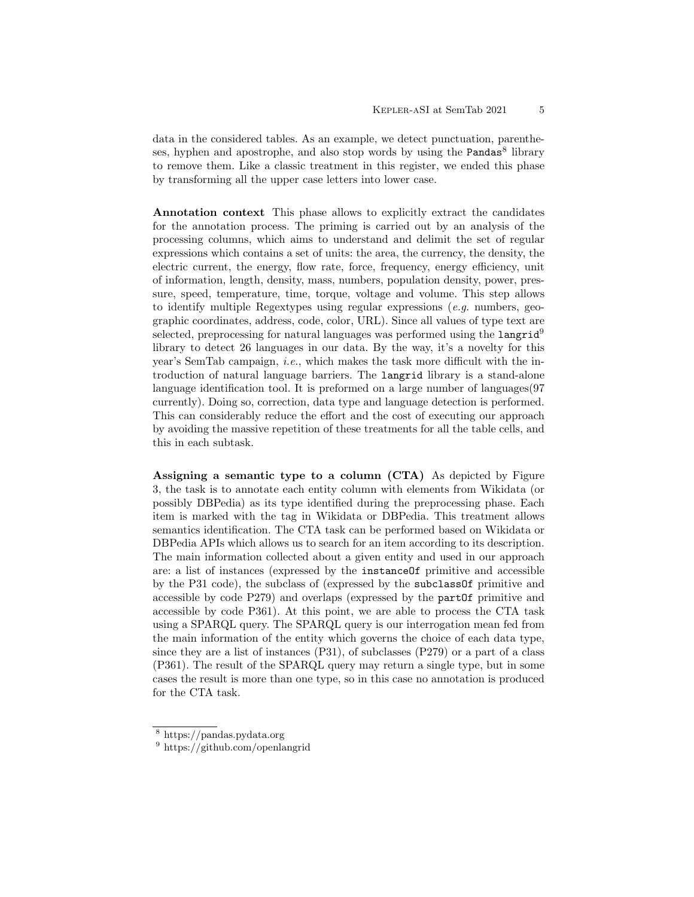data in the considered tables. As an example, we detect punctuation, parentheses, hyphen and apostrophe, and also stop words by using the `Pandas`[8] library to remove them. Like a classic treatment in this register, we ended this phase by transforming all the upper case letters into lower case.

**Annotation context** This phase allows to explicitly extract the candidates for the annotation process. The priming is carried out by an analysis of the processing columns, which aims to understand and delimit the set of regular expressions which contains a set of units: the area, the currency, the density, the electric current, the energy, flow rate, force, frequency, energy efficiency, unit of information, length, density, mass, numbers, population density, power, pressure, speed, temperature, time, torque, voltage and volume. This step allows to identify multiple Regextypes using regular expressions (*e.g.* numbers, geographic coordinates, address, code, color, URL). Since all values of type text are selected, preprocessing for natural languages was performed using the `langrid`[9] library to detect 26 languages in our data. By the way, it's a novelty for this year's SemTab campaign, *i.e.*, which makes the task more difficult with the introduction of natural language barriers. The `langrid` library is a stand-alone language identification tool. It is preformed on a large number of languages(97 currently). Doing so, correction, data type and language detection is performed. This can considerably reduce the effort and the cost of executing our approach by avoiding the massive repetition of these treatments for all the table cells, and this in each subtask.

**Assigning a semantic type to a column (CTA)** As depicted by Figure 3, the task is to annotate each entity column with elements from Wikidata (or possibly DBPedia) as its type identified during the preprocessing phase. Each item is marked with the tag in Wikidata or DBPedia. This treatment allows semantics identification. The CTA task can be performed based on Wikidata or DBPedia APIs which allows us to search for an item according to its description. The main information collected about a given entity and used in our approach are: a list of instances (expressed by the `instanceOf` primitive and accessible by the P31 code), the subclass of (expressed by the `subclassOf` primitive and accessible by code P279) and overlaps (expressed by the `partOf` primitive and accessible by code P361). At this point, we are able to process the CTA task using a SPARQL query. The SPARQL query is our interrogation mean fed from the main information of the entity which governs the choice of each data type, since they are a list of instances (P31), of subclasses (P279) or a part of a class (P361). The result of the SPARQL query may return a single type, but in some cases the result is more than one type, so in this case no annotation is produced for the CTA task.

[8] https://pandas.pydata.org

[9] https://github.com/openlangrid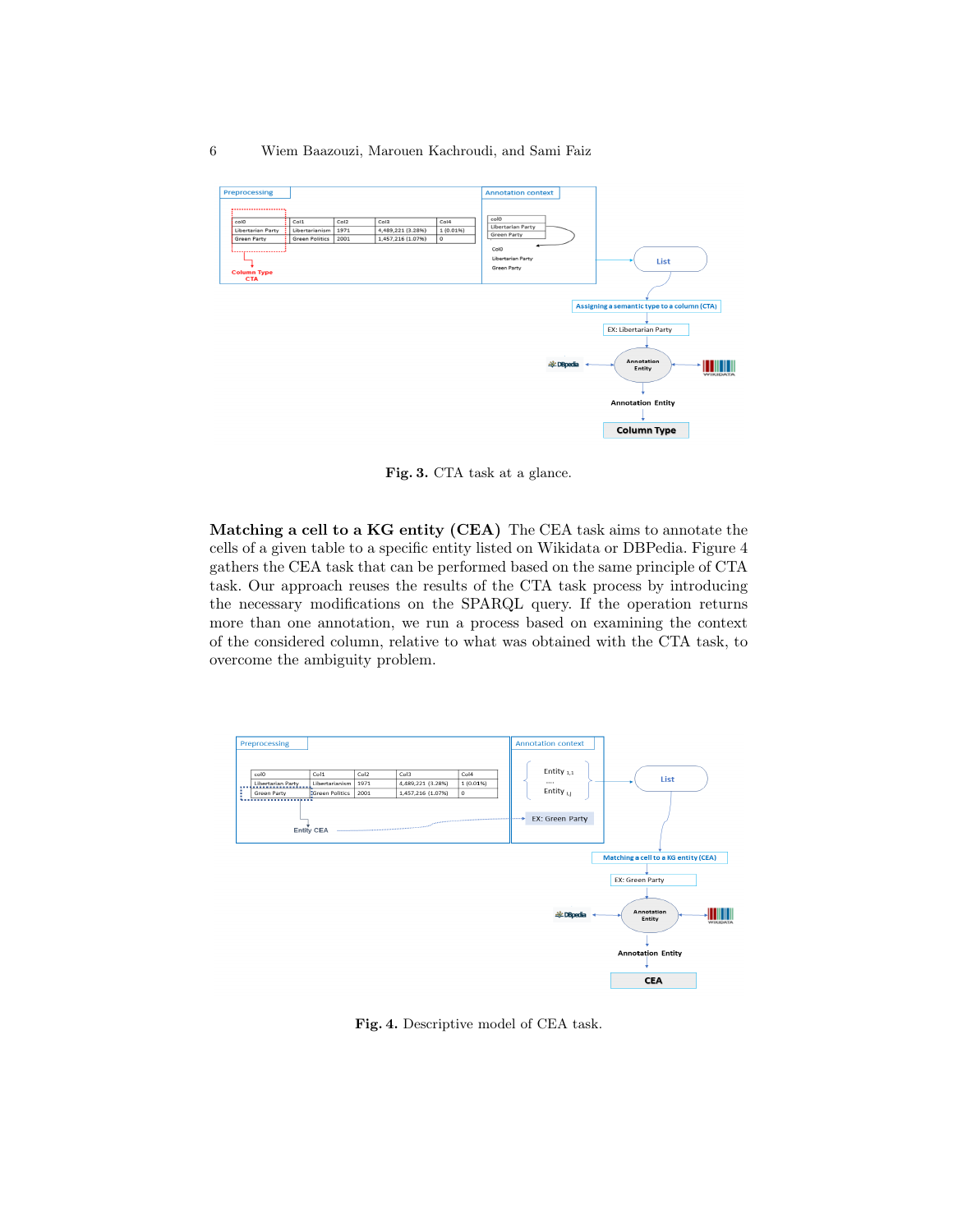Fig. 3. CTA task at a glance.

**Matching a cell to a KG entity (CEA)** The CEA task aims to annotate the cells of a given table to a specific entity listed on Wikidata or DBPedia. Figure 4 gathers the CEA task that can be performed based on the same principle of CTA task. Our approach reuses the results of the CTA task process by introducing the necessary modifications on the SPARQL query. If the operation returns more than one annotation, we run a process based on examining the context of the considered column, relative to what was obtained with the CTA task, to overcome the ambiguity problem.

Fig. 4. Descriptive model of CEA task.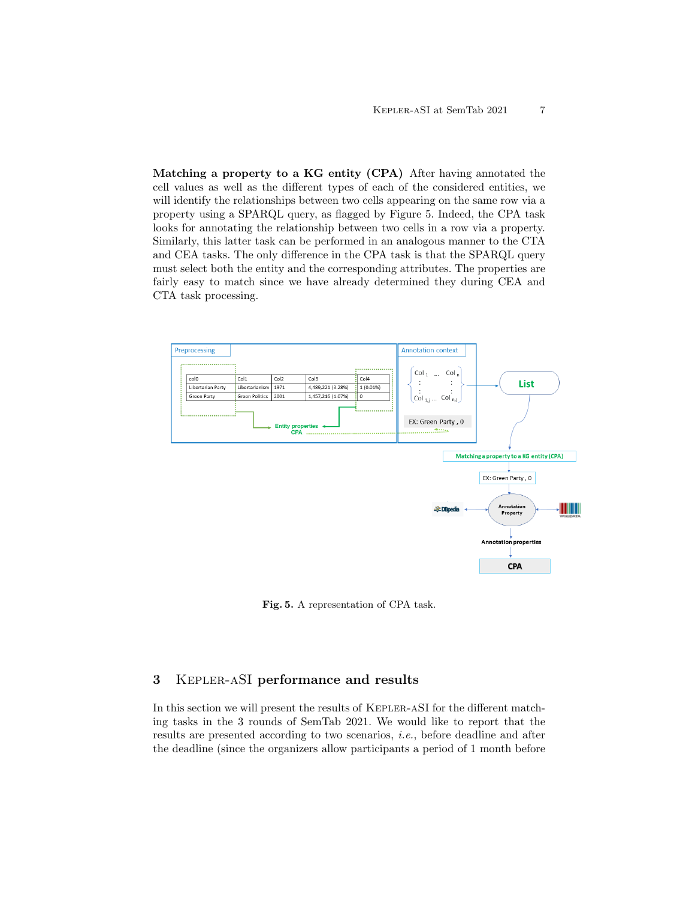**Matching a property to a KG entity (CPA)** After having annotated the cell values as well as the different types of each of the considered entities, we will identify the relationships between two cells appearing on the same row via a property using a SPARQL query, as flagged by Figure 5. Indeed, the CPA task looks for annotating the relationship between two cells in a row via a property. Similarly, this latter task can be performed in an analogous manner to the CTA and CEA tasks. The only difference in the CPA task is that the SPARQL query must select both the entity and the corresponding attributes. The properties are fairly easy to match since we have already determined they during CEA and CTA task processing.

**Fig. 5.** A representation of CPA task.

## 3 Kepler-aSI performance and results

In this section we will present the results of Kepler-aSI for the different matching tasks in the 3 rounds of SemTab 2021. We would like to report that the results are presented according to two scenarios, *i.e.*, before deadline and after the deadline (since the organizers allow participants a period of 1 month before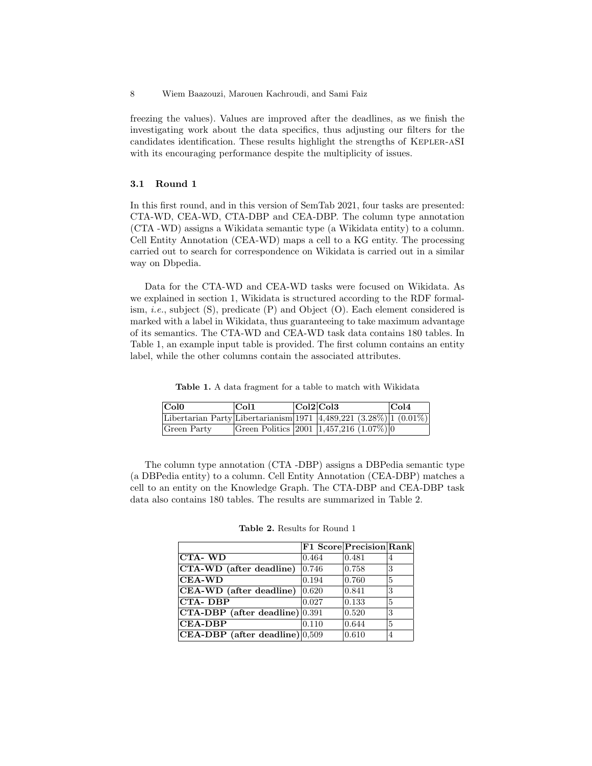freezing the values). Values are improved after the deadlines, as we finish the investigating work about the data specifics, thus adjusting our filters for the candidates identification. These results highlight the strengths of KEPLER-aSI with its encouraging performance despite the multiplicity of issues.

### 3.1 Round 1

In this first round, and in this version of SemTab 2021, four tasks are presented: CTA-WD, CEA-WD, CTA-DBP and CEA-DBP. The column type annotation (CTA -WD) assigns a Wikidata semantic type (a Wikidata entity) to a column. Cell Entity Annotation (CEA-WD) maps a cell to a KG entity. The processing carried out to search for correspondence on Wikidata is carried out in a similar way on Dbpedia.

Data for the CTA-WD and CEA-WD tasks were focused on Wikidata. As we explained in section 1, Wikidata is structured according to the RDF formalism, *i.e.*, subject (S), predicate (P) and Object (O). Each element considered is marked with a label in Wikidata, thus guaranteeing to take maximum advantage of its semantics. The CTA-WD and CEA-WD task data contains 180 tables. In Table 1, an example input table is provided. The first column contains an entity label, while the other columns contain the associated attributes.

**Table 1.** A data fragment for a table to match with Wikidata

| **Col0** | **Col1** | **Col2** | **Col3** | **Col4** |
|---|---|---|---|---|
| Libertarian Party | Libertarianism | 1971 | 4,489,221 (3.28%) | 1 (0.01%) |
| Green Party | Green Politics | 2001 | 1,457,216 (1.07%) | 0 |

The column type annotation (CTA -DBP) assigns a DBPedia semantic type (a DBPedia entity) to a column. Cell Entity Annotation (CEA-DBP) matches a cell to an entity on the Knowledge Graph. The CTA-DBP and CEA-DBP task data also contains 180 tables. The results are summarized in Table 2.

**Table 2.** Results for Round 1

| | **F1 Score** | **Precision** | **Rank** |
|---|---|---|---|
| **CTA- WD** | 0.464 | 0.481 | 4 |
| **CTA-WD (after deadline)** | 0.746 | 0.758 | 3 |
| **CEA-WD** | 0.194 | 0.760 | 5 |
| **CEA-WD (after deadline)** | 0.620 | 0.841 | 3 |
| **CTA- DBP** | 0.027 | 0.133 | 5 |
| **CTA-DBP (after deadline)** | 0.391 | 0.520 | 3 |
| **CEA-DBP** | 0.110 | 0.644 | 5 |
| **CEA-DBP (after deadline)** | 0,509 | 0.610 | 4 |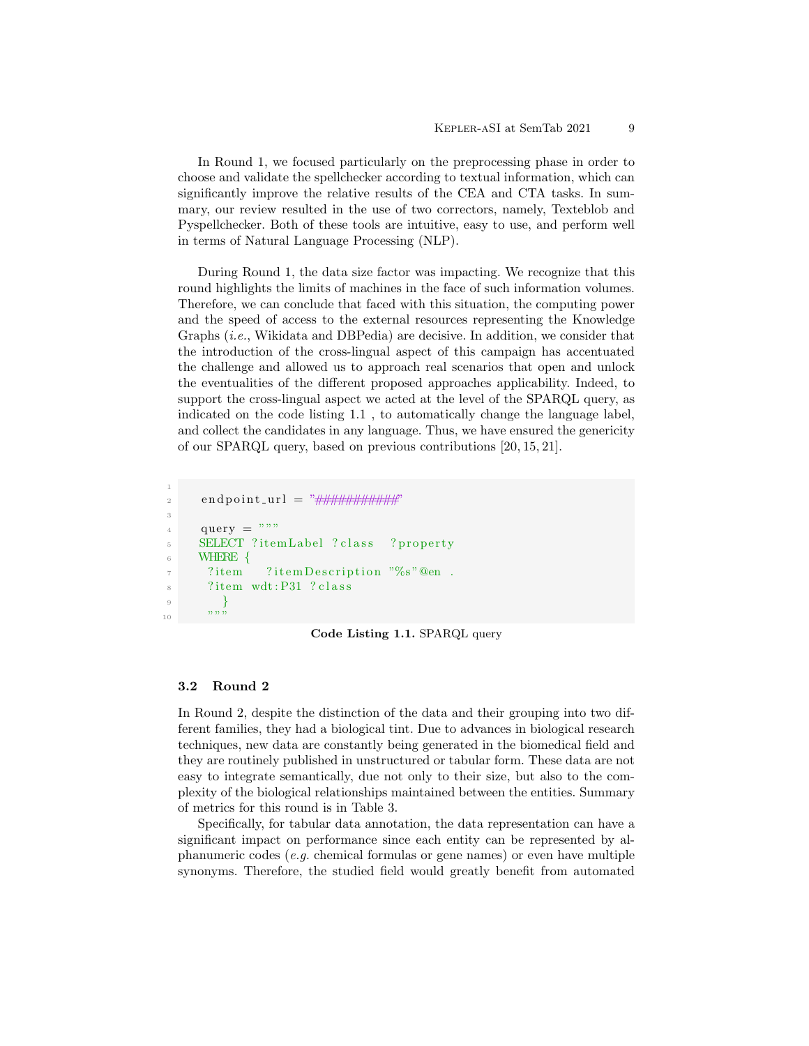In Round 1, we focused particularly on the preprocessing phase in order to choose and validate the spellchecker according to textual information, which can significantly improve the relative results of the CEA and CTA tasks. In summary, our review resulted in the use of two correctors, namely, Texteblob and Pyspellchecker. Both of these tools are intuitive, easy to use, and perform well in terms of Natural Language Processing (NLP).

During Round 1, the data size factor was impacting. We recognize that this round highlights the limits of machines in the face of such information volumes. Therefore, we can conclude that faced with this situation, the computing power and the speed of access to the external resources representing the Knowledge Graphs (*i.e.*, Wikidata and DBPedia) are decisive. In addition, we consider that the introduction of the cross-lingual aspect of this campaign has accentuated the challenge and allowed us to approach real scenarios that open and unlock the eventualities of the different proposed approaches applicability. Indeed, to support the cross-lingual aspect we acted at the level of the SPARQL query, as indicated on the code listing 1.1 , to automatically change the language label, and collect the candidates in any language. Thus, we have ensured the genericity of our SPARQL query, based on previous contributions [20, 15, 21].

```
 endpoint_url = "###########"

 query = """
 SELECT ?itemLabel ?class  ?property
 WHERE {
   ?item   ?itemDescription "%s"@en .
   ?item wdt:P31 ?class
     }
   """
```

**Code Listing 1.1.** SPARQL query

### 3.2 Round 2

In Round 2, despite the distinction of the data and their grouping into two different families, they had a biological tint. Due to advances in biological research techniques, new data are constantly being generated in the biomedical field and they are routinely published in unstructured or tabular form. These data are not easy to integrate semantically, due not only to their size, but also to the complexity of the biological relationships maintained between the entities. Summary of metrics for this round is in Table 3.

Specifically, for tabular data annotation, the data representation can have a significant impact on performance since each entity can be represented by alphanumeric codes (*e.g.* chemical formulas or gene names) or even have multiple synonyms. Therefore, the studied field would greatly benefit from automated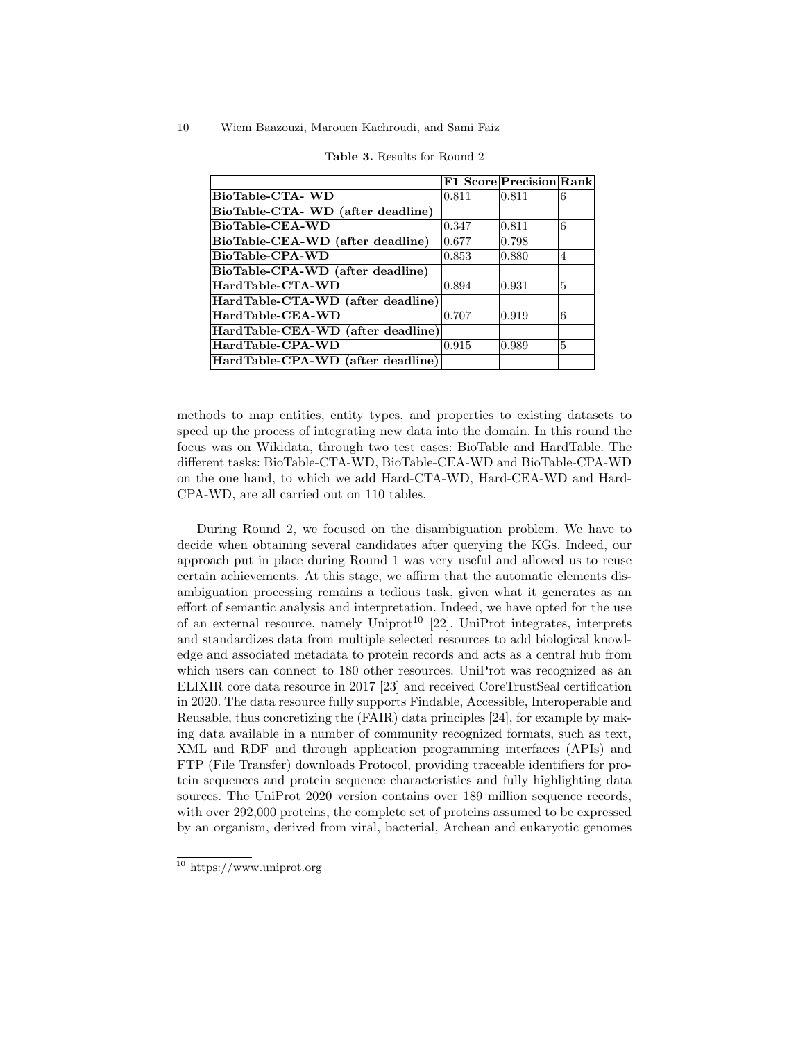**Table 3.** Results for Round 2

| | **F1 Score** | **Precision** | **Rank** |
|---|---|---|---|
| **BioTable-CTA- WD** | 0.811 | 0.811 | 6 |
| **BioTable-CTA- WD (after deadline)** | | | |
| **BioTable-CEA-WD** | 0.347 | 0.811 | 6 |
| **BioTable-CEA-WD (after deadline)** | 0.677 | 0.798 | |
| **BioTable-CPA-WD** | 0.853 | 0.880 | 4 |
| **BioTable-CPA-WD (after deadline)** | | | |
| **HardTable-CTA-WD** | 0.894 | 0.931 | 5 |
| **HardTable-CTA-WD (after deadline)** | | | |
| **HardTable-CEA-WD** | 0.707 | 0.919 | 6 |
| **HardTable-CEA-WD (after deadline)** | | | |
| **HardTable-CPA-WD** | 0.915 | 0.989 | 5 |
| **HardTable-CPA-WD (after deadline)** | | | |

methods to map entities, entity types, and properties to existing datasets to speed up the process of integrating new data into the domain. In this round the focus was on Wikidata, through two test cases: BioTable and HardTable. The different tasks: BioTable-CTA-WD, BioTable-CEA-WD and BioTable-CPA-WD on the one hand, to which we add Hard-CTA-WD, Hard-CEA-WD and Hard-CPA-WD, are all carried out on 110 tables.

During Round 2, we focused on the disambiguation problem. We have to decide when obtaining several candidates after querying the KGs. Indeed, our approach put in place during Round 1 was very useful and allowed us to reuse certain achievements. At this stage, we affirm that the automatic elements disambiguation processing remains a tedious task, given what it generates as an effort of semantic analysis and interpretation. Indeed, we have opted for the use of an external resource, namely Uniprot[10] [22]. UniProt integrates, interprets and standardizes data from multiple selected resources to add biological knowledge and associated metadata to protein records and acts as a central hub from which users can connect to 180 other resources. UniProt was recognized as an ELIXIR core data resource in 2017 [23] and received CoreTrustSeal certification in 2020. The data resource fully supports Findable, Accessible, Interoperable and Reusable, thus concretizing the (FAIR) data principles [24], for example by making data available in a number of community recognized formats, such as text, XML and RDF and through application programming interfaces (APIs) and FTP (File Transfer) downloads Protocol, providing traceable identifiers for protein sequences and protein sequence characteristics and fully highlighting data sources. The UniProt 2020 version contains over 189 million sequence records, with over 292,000 proteins, the complete set of proteins assumed to be expressed by an organism, derived from viral, bacterial, Archean and eukaryotic genomes

[10] https://www.uniprot.org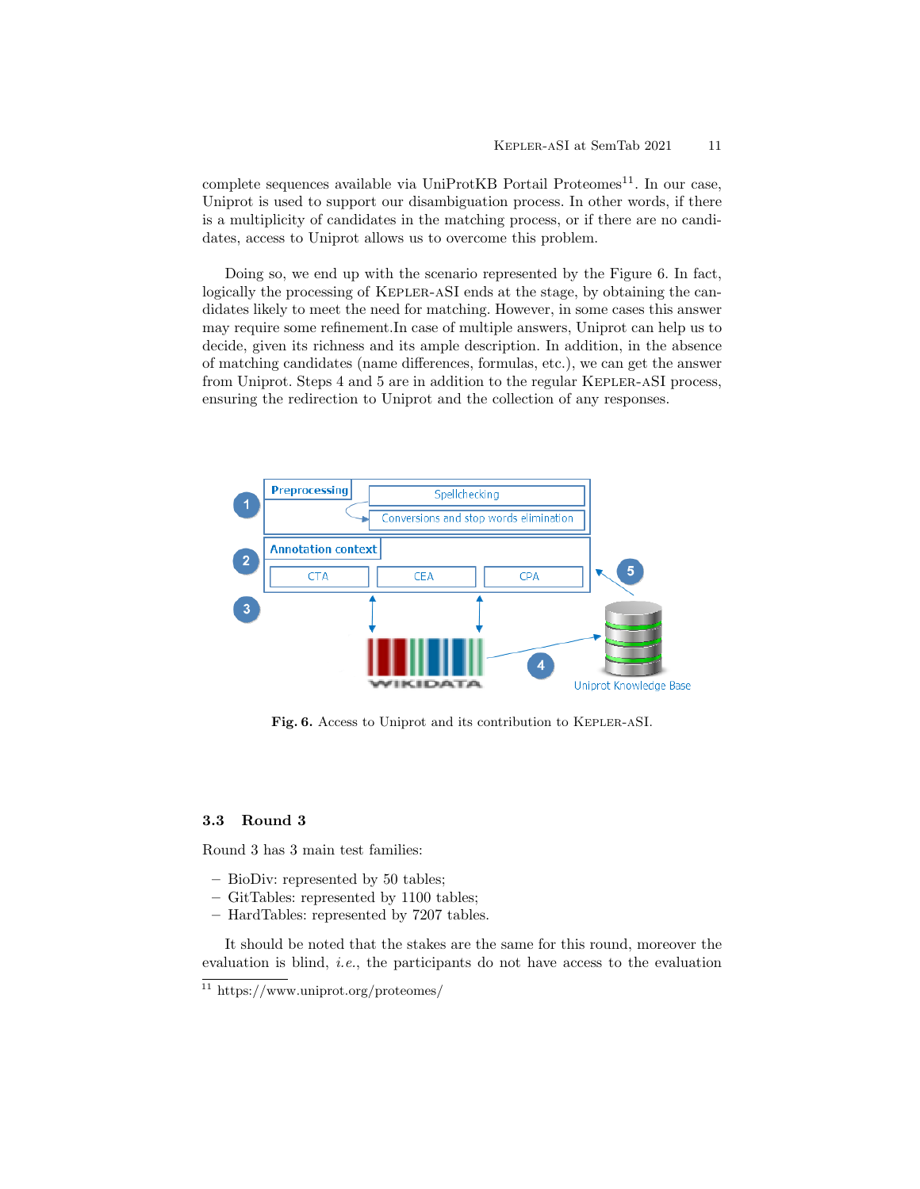complete sequences available via UniProtKB Portail Proteomes[11]. In our case, Uniprot is used to support our disambiguation process. In other words, if there is a multiplicity of candidates in the matching process, or if there are no candidates, access to Uniprot allows us to overcome this problem.

Doing so, we end up with the scenario represented by the Figure 6. In fact, logically the processing of Kepler-aSI ends at the stage, by obtaining the candidates likely to meet the need for matching. However, in some cases this answer may require some refinement.In case of multiple answers, Uniprot can help us to decide, given its richness and its ample description. In addition, in the absence of matching candidates (name differences, formulas, etc.), we can get the answer from Uniprot. Steps 4 and 5 are in addition to the regular Kepler-aSI process, ensuring the redirection to Uniprot and the collection of any responses.

**Fig. 6.** Access to Uniprot and its contribution to Kepler-aSI.

### 3.3 Round 3

Round 3 has 3 main test families:

- BioDiv: represented by 50 tables;
- GitTables: represented by 1100 tables;
- HardTables: represented by 7207 tables.

It should be noted that the stakes are the same for this round, moreover the evaluation is blind, *i.e.*, the participants do not have access to the evaluation

[11] https://www.uniprot.org/proteomes/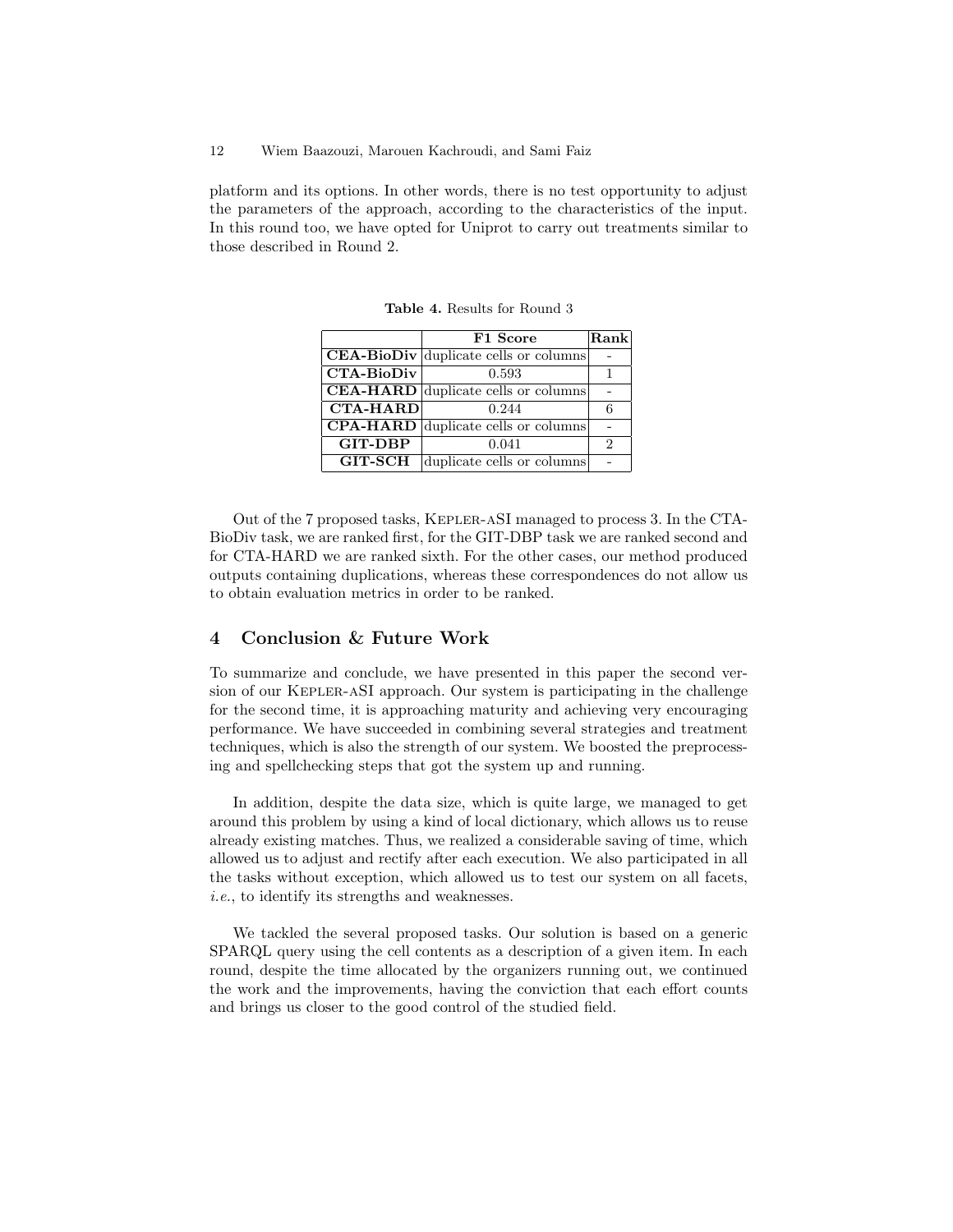platform and its options. In other words, there is no test opportunity to adjust the parameters of the approach, according to the characteristics of the input. In this round too, we have opted for Uniprot to carry out treatments similar to those described in Round 2.

**Table 4.** Results for Round 3

| | **F1 Score** | **Rank** |
|---|---|---|
| **CEA-BioDiv** | duplicate cells or columns | - |
| **CTA-BioDiv** | 0.593 | 1 |
| **CEA-HARD** | duplicate cells or columns | - |
| **CTA-HARD** | 0.244 | 6 |
| **CPA-HARD** | duplicate cells or columns | - |
| **GIT-DBP** | 0.041 | 2 |
| **GIT-SCH** | duplicate cells or columns | - |

Out of the 7 proposed tasks, Kepler-aSI managed to process 3. In the CTA-BioDiv task, we are ranked first, for the GIT-DBP task we are ranked second and for CTA-HARD we are ranked sixth. For the other cases, our method produced outputs containing duplications, whereas these correspondences do not allow us to obtain evaluation metrics in order to be ranked.

## 4 Conclusion & Future Work

To summarize and conclude, we have presented in this paper the second version of our Kepler-aSI approach. Our system is participating in the challenge for the second time, it is approaching maturity and achieving very encouraging performance. We have succeeded in combining several strategies and treatment techniques, which is also the strength of our system. We boosted the preprocessing and spellchecking steps that got the system up and running.

In addition, despite the data size, which is quite large, we managed to get around this problem by using a kind of local dictionary, which allows us to reuse already existing matches. Thus, we realized a considerable saving of time, which allowed us to adjust and rectify after each execution. We also participated in all the tasks without exception, which allowed us to test our system on all facets, *i.e.*, to identify its strengths and weaknesses.

We tackled the several proposed tasks. Our solution is based on a generic SPARQL query using the cell contents as a description of a given item. In each round, despite the time allocated by the organizers running out, we continued the work and the improvements, having the conviction that each effort counts and brings us closer to the good control of the studied field.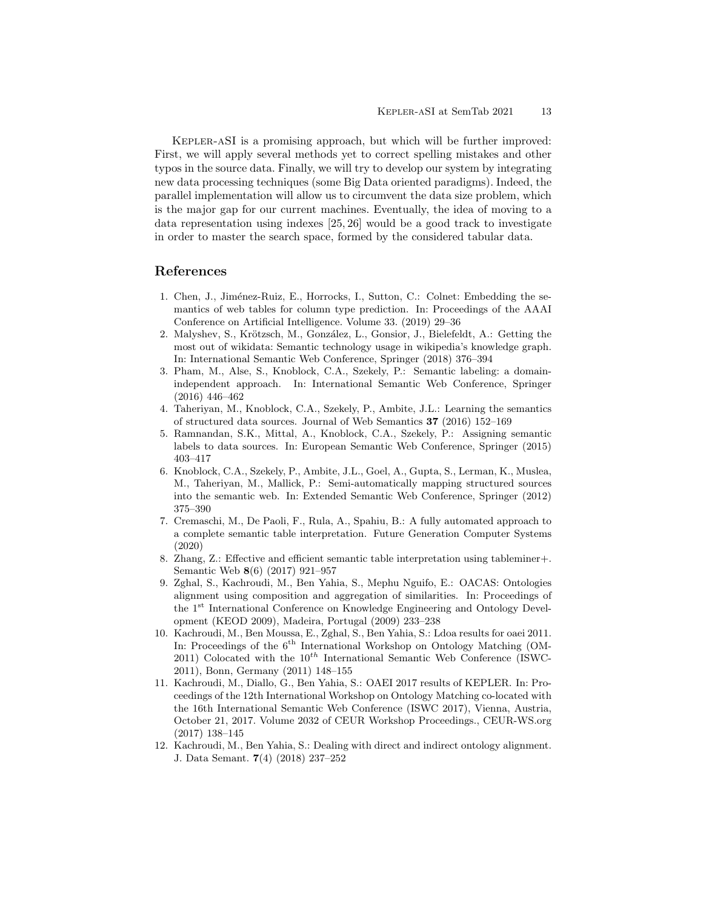KEPLER-aSI is a promising approach, but which will be further improved: First, we will apply several methods yet to correct spelling mistakes and other typos in the source data. Finally, we will try to develop our system by integrating new data processing techniques (some Big Data oriented paradigms). Indeed, the parallel implementation will allow us to circumvent the data size problem, which is the major gap for our current machines. Eventually, the idea of moving to a data representation using indexes [25, 26] would be a good track to investigate in order to master the search space, formed by the considered tabular data.

## References

1. Chen, J., Jiménez-Ruiz, E., Horrocks, I., Sutton, C.: Colnet: Embedding the semantics of web tables for column type prediction. In: Proceedings of the AAAI Conference on Artificial Intelligence. Volume 33. (2019) 29–36
2. Malyshev, S., Krötzsch, M., González, L., Gonsior, J., Bielefeldt, A.: Getting the most out of wikidata: Semantic technology usage in wikipedia's knowledge graph. In: International Semantic Web Conference, Springer (2018) 376–394
3. Pham, M., Alse, S., Knoblock, C.A., Szekely, P.: Semantic labeling: a domain-independent approach. In: International Semantic Web Conference, Springer (2016) 446–462
4. Taheriyan, M., Knoblock, C.A., Szekely, P., Ambite, J.L.: Learning the semantics of structured data sources. Journal of Web Semantics **37** (2016) 152–169
5. Ramnandan, S.K., Mittal, A., Knoblock, C.A., Szekely, P.: Assigning semantic labels to data sources. In: European Semantic Web Conference, Springer (2015) 403–417
6. Knoblock, C.A., Szekely, P., Ambite, J.L., Goel, A., Gupta, S., Lerman, K., Muslea, M., Taheriyan, M., Mallick, P.: Semi-automatically mapping structured sources into the semantic web. In: Extended Semantic Web Conference, Springer (2012) 375–390
7. Cremaschi, M., De Paoli, F., Rula, A., Spahiu, B.: A fully automated approach to a complete semantic table interpretation. Future Generation Computer Systems (2020)
8. Zhang, Z.: Effective and efficient semantic table interpretation using tableminer+. Semantic Web **8**(6) (2017) 921–957
9. Zghal, S., Kachroudi, M., Ben Yahia, S., Mephu Nguifo, E.: OACAS: Ontologies alignment using composition and aggregation of similarities. In: Proceedings of the 1st International Conference on Knowledge Engineering and Ontology Development (KEOD 2009), Madeira, Portugal (2009) 233–238
10. Kachroudi, M., Ben Moussa, E., Zghal, S., Ben Yahia, S.: Ldoa results for oaei 2011. In: Proceedings of the 6th International Workshop on Ontology Matching (OM-2011) Colocated with the 10th International Semantic Web Conference (ISWC-2011), Bonn, Germany (2011) 148–155
11. Kachroudi, M., Diallo, G., Ben Yahia, S.: OAEI 2017 results of KEPLER. In: Proceedings of the 12th International Workshop on Ontology Matching co-located with the 16th International Semantic Web Conference (ISWC 2017), Vienna, Austria, October 21, 2017. Volume 2032 of CEUR Workshop Proceedings., CEUR-WS.org (2017) 138–145
12. Kachroudi, M., Ben Yahia, S.: Dealing with direct and indirect ontology alignment. J. Data Semant. **7**(4) (2018) 237–252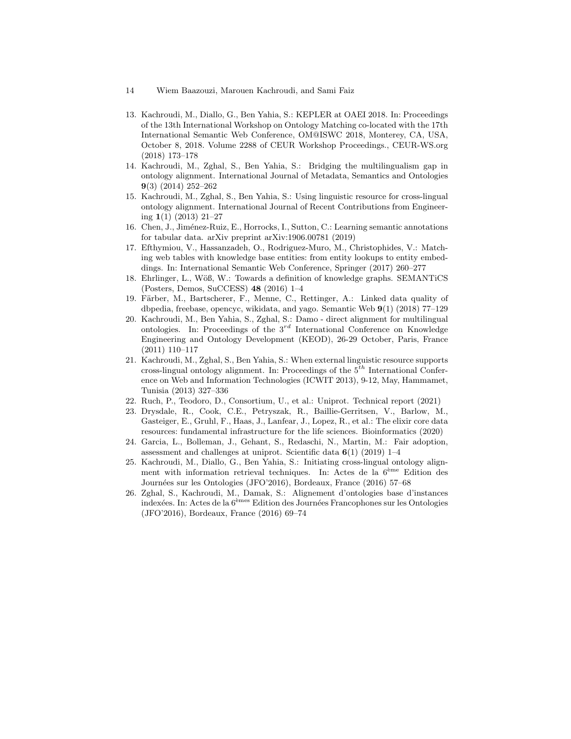13. Kachroudi, M., Diallo, G., Ben Yahia, S.: KEPLER at OAEI 2018. In: Proceedings of the 13th International Workshop on Ontology Matching co-located with the 17th International Semantic Web Conference, OM@ISWC 2018, Monterey, CA, USA, October 8, 2018. Volume 2288 of CEUR Workshop Proceedings., CEUR-WS.org (2018) 173–178
14. Kachroudi, M., Zghal, S., Ben Yahia, S.: Bridging the multilingualism gap in ontology alignment. International Journal of Metadata, Semantics and Ontologies **9**(3) (2014) 252–262
15. Kachroudi, M., Zghal, S., Ben Yahia, S.: Using linguistic resource for cross-lingual ontology alignment. International Journal of Recent Contributions from Engineering **1**(1) (2013) 21–27
16. Chen, J., Jiménez-Ruiz, E., Horrocks, I., Sutton, C.: Learning semantic annotations for tabular data. arXiv preprint arXiv:1906.00781 (2019)
17. Efthymiou, V., Hassanzadeh, O., Rodriguez-Muro, M., Christophides, V.: Matching web tables with knowledge base entities: from entity lookups to entity embeddings. In: International Semantic Web Conference, Springer (2017) 260–277
18. Ehrlinger, L., Wöß, W.: Towards a definition of knowledge graphs. SEMANTiCS (Posters, Demos, SuCCESS) **48** (2016) 1–4
19. Färber, M., Bartscherer, F., Menne, C., Rettinger, A.: Linked data quality of dbpedia, freebase, opencyc, wikidata, and yago. Semantic Web **9**(1) (2018) 77–129
20. Kachroudi, M., Ben Yahia, S., Zghal, S.: Damo - direct alignment for multilingual ontologies. In: Proceedings of the $3^{rd}$ International Conference on Knowledge Engineering and Ontology Development (KEOD), 26-29 October, Paris, France (2011) 110–117
21. Kachroudi, M., Zghal, S., Ben Yahia, S.: When external linguistic resource supports cross-lingual ontology alignment. In: Proceedings of the $5^{th}$ International Conference on Web and Information Technologies (ICWIT 2013), 9-12, May, Hammamet, Tunisia (2013) 327–336
22. Ruch, P., Teodoro, D., Consortium, U., et al.: Uniprot. Technical report (2021)
23. Drysdale, R., Cook, C.E., Petryszak, R., Baillie-Gerritsen, V., Barlow, M., Gasteiger, E., Gruhl, F., Haas, J., Lanfear, J., Lopez, R., et al.: The elixir core data resources: fundamental infrastructure for the life sciences. Bioinformatics (2020)
24. Garcia, L., Bolleman, J., Gehant, S., Redaschi, N., Martin, M.: Fair adoption, assessment and challenges at uniprot. Scientific data **6**(1) (2019) 1–4
25. Kachroudi, M., Diallo, G., Ben Yahia, S.: Initiating cross-lingual ontology alignment with information retrieval techniques. In: Actes de la $6^{\text{ème}}$ Edition des Journées sur les Ontologies (JFO'2016), Bordeaux, France (2016) 57–68
26. Zghal, S., Kachroudi, M., Damak, S.: Alignement d'ontologies base d'instances indexées. In: Actes de la $6^{\text{èmes}}$ Edition des Journées Francophones sur les Ontologies (JFO'2016), Bordeaux, France (2016) 69–74